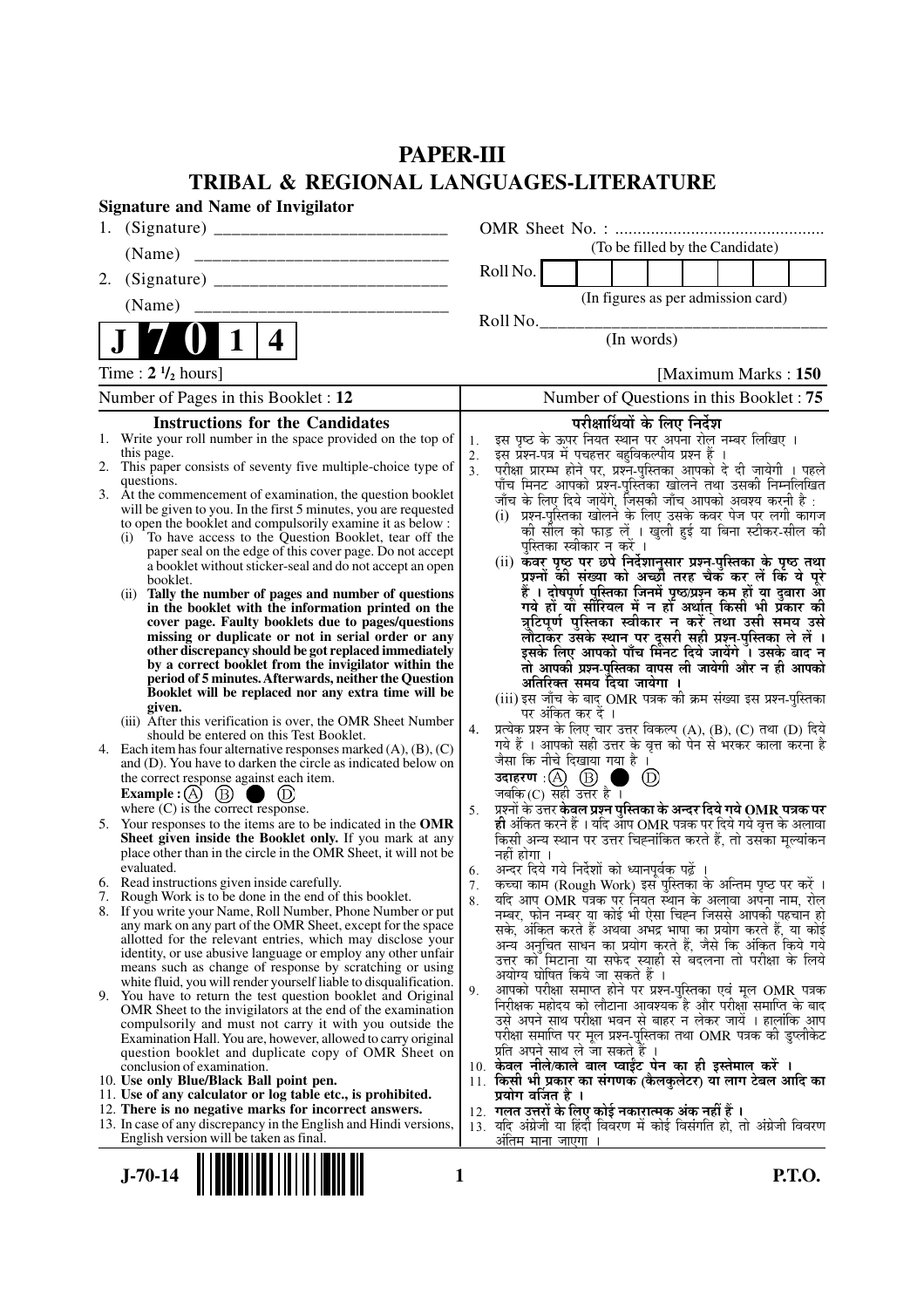# PAPER-III

## TRIBAL & REGIONAL LANGUAGES-LITERATURE

**Signature and Name of Invigilator**

1. (Signature) ___________________________

   (Name) ___________________________

2. (Signature) ___________________________

   (Name) ___________________________

OMR Sheet No. : ...............................................

(To be filled by the Candidate)

Roll No. | | | | | | | | |

(In figures as per admission card)

Roll No.________________________________

(In words)

**J 7 0 1 4**

Time : **2 ½ hours**] [Maximum Marks : **150**

| Number of Pages in this Booklet : 12 | Number of Questions in this Booklet : 75 |
|---|---|

### Instructions for the Candidates

1. Write your roll number in the space provided on the top of this page.
2. This paper consists of seventy five multiple-choice type of questions.
3. At the commencement of examination, the question booklet will be given to you. In the first 5 minutes, you are requested to open the booklet and compulsorily examine it as below :
   (i) To have access to the Question Booklet, tear off the paper seal on the edge of this cover page. Do not accept a booklet without sticker-seal and do not accept an open booklet.
   (ii) **Tally the number of pages and number of questions in the booklet with the information printed on the cover page. Faulty booklets due to pages/questions missing or duplicate or not in serial order or any other discrepancy should be got replaced immediately by a correct booklet from the invigilator within the period of 5 minutes. Afterwards, neither the Question Booklet will be replaced nor any extra time will be given.**
   (iii) After this verification is over, the OMR Sheet Number should be entered on this Test Booklet.
4. Each item has four alternative responses marked (A), (B), (C) and (D). You have to darken the circle as indicated below on the correct response against each item.
   **Example :** (A) (B) ● (D)
   where (C) is the correct response.
5. Your responses to the items are to be indicated in the **OMR Sheet given inside the Booklet only.** If you mark at any place other than in the circle in the OMR Sheet, it will not be evaluated.
6. Read instructions given inside carefully.
7. Rough Work is to be done in the end of this booklet.
8. If you write your Name, Roll Number, Phone Number or put any mark on any part of the OMR Sheet, except for the space allotted for the relevant entries, which may disclose your identity, or use abusive language or employ any other unfair means such as change of response by scratching or using white fluid, you will render yourself liable to disqualification.
9. You have to return the test question booklet and Original OMR Sheet to the invigilators at the end of the examination compulsorily and must not carry it with you outside the Examination Hall. You are, however, allowed to carry original question booklet and duplicate copy of OMR Sheet on conclusion of examination.
10. **Use only Blue/Black Ball point pen.**
11. **Use of any calculator or log table etc., is prohibited.**
12. **There is no negative marks for incorrect answers.**
13. In case of any discrepancy in the English and Hindi versions, English version will be taken as final.

### परीक्षार्थियों के लिए निर्देश

1. इस पृष्ठ के ऊपर नियत स्थान पर अपना रोल नम्बर लिखिए ।
2. इस प्रश्न-पत्र में पचहत्तर बहुविकल्पीय प्रश्न हैं ।
3. परीक्षा प्रारम्भ होने पर, प्रश्न-पुस्तिका आपको दे दी जायेगी । पहले पाँच मिनट आपको प्रश्न-पुस्तिका खोलने तथा उसकी निम्नलिखित जाँच के लिए दिये जायेंगे, जिसकी जाँच आपको अवश्य करनी है :
   (i) प्रश्न-पुस्तिका खोलने के लिए उसके कवर पेज पर लगी कागज की सील को फाड़ लें । खुली हुई या बिना स्टीकर-सील की पुस्तिका स्वीकार न करें ।
   (ii) **कवर पृष्ठ पर छपे निर्देशानुसार प्रश्न-पुस्तिका के पृष्ठ तथा प्रश्नों की संख्या को अच्छी तरह चैक कर लें कि ये पूरे हैं । दोषपूर्ण पुस्तिका जिनमें पृष्ठ/प्रश्न कम हों या दुबारा आ गये हों या सीरियल में न हों अर्थात् किसी भी प्रकार की त्रुटिपूर्ण पुस्तिका स्वीकार न करें तथा उसी समय उसे लौटाकर उसके स्थान पर दूसरी सही प्रश्न-पुस्तिका ले लें । इसके लिए आपको पाँच मिनट दिये जायेंगे । उसके बाद न तो आपकी प्रश्न-पुस्तिका वापस ली जायेगी और न ही आपको अतिरिक्त समय दिया जायेगा ।**
   (iii) इस जाँच के बाद OMR पत्रक की क्रम संख्या इस प्रश्न-पुस्तिका पर अंकित कर दें ।
4. प्रत्येक प्रश्न के लिए चार उत्तर विकल्प (A), (B), (C) तथा (D) दिये गये हैं । आपको सही उत्तर के वृत्त को पेन से भरकर काला करना है जैसा कि नीचे दिखाया गया है ।
   **उदाहरण :** (A) (B) ● (D)
   जबकि (C) सही उत्तर है ।
5. प्रश्नों के उत्तर **केवल प्रश्न पुस्तिका के अन्दर दिये गये OMR पत्रक पर ही** अंकित करने हैं । यदि आप OMR पत्रक पर दिये गये वृत्त के अलावा किसी अन्य स्थान पर उत्तर चिह्नांकित करते हैं, तो उसका मूल्यांकन नहीं होगा ।
6. अन्दर दिये गये निर्देशों को ध्यानपूर्वक पढ़ें ।
7. कच्चा काम (Rough Work) इस पुस्तिका के अन्तिम पृष्ठ पर करें ।
8. यदि आप OMR पत्रक पर नियत स्थान के अलावा अपना नाम, रोल नम्बर, फोन नम्बर या कोई भी ऐसा चिह्न जिससे आपकी पहचान हो सके, अंकित करते हैं अथवा अभद्र भाषा का प्रयोग करते हैं, या कोई अन्य अनुचित साधन का प्रयोग करते हैं, जैसे कि अंकित किये गये उत्तर को मिटाना या सफेद स्याही से बदलना तो परीक्षा के लिये अयोग्य घोषित किये जा सकते हैं ।
9. आपको परीक्षा समाप्त होने पर प्रश्न-पुस्तिका एवं मूल OMR पत्रक निरीक्षक महोदय को लौटाना आवश्यक है और परीक्षा समाप्ति के बाद उसे अपने साथ परीक्षा भवन से बाहर न लेकर जायें । हालांकि आप परीक्षा समाप्ति पर मूल प्रश्न-पुस्तिका तथा OMR पत्रक की डुप्लीकेट प्रति अपने साथ ले जा सकते हैं ।
10. **केवल नीले/काले बाल प्वाईंट पेन का ही इस्तेमाल करें ।**
11. **किसी भी प्रकार का संगणक (कैलकुलेटर) या लाग टेबल आदि का प्रयोग वर्जित है ।**
12. **गलत उत्तरों के लिए कोई नकारात्मक अंक नहीं हैं ।**
13. यदि अंग्रेजी या हिंदी विवरण में कोई विसंगति हो, तो अंग्रेजी विवरण अंतिम माना जाएगा ।

J-70-14 **P.T.O.**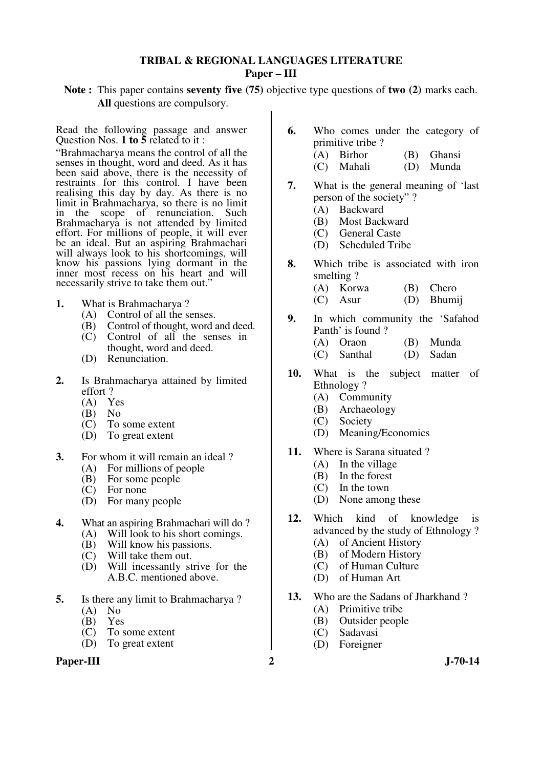# TRIBAL & REGIONAL LANGUAGES LITERATURE

## Paper – III

**Note :** This paper contains **seventy five (75)** objective type questions of **two (2)** marks each. **All** questions are compulsory.

Read the following passage and answer Question Nos. **1 to 5** related to it :

"Brahmacharya means the control of all the senses in thought, word and deed. As it has been said above, there is the necessity of restraints for this control. I have been realising this day by day. As there is no limit in Brahmacharya, so there is no limit in the scope of renunciation. Such Brahmacharya is not attended by limited effort. For millions of people, it will ever be an ideal. But an aspiring Brahmachari will always look to his shortcomings, will know his passions lying dormant in the inner most recess on his heart and will necessarily strive to take them out."

**1.** What is Brahmacharya ?
   (A) Control of all the senses.
   (B) Control of thought, word and deed.
   (C) Control of all the senses in thought, word and deed.
   (D) Renunciation.

**2.** Is Brahmacharya attained by limited effort ?
   (A) Yes
   (B) No
   (C) To some extent
   (D) To great extent

**3.** For whom it will remain an ideal ?
   (A) For millions of people
   (B) For some people
   (C) For none
   (D) For many people

**4.** What an aspiring Brahmachari will do ?
   (A) Will look to his short comings.
   (B) Will know his passions.
   (C) Will take them out.
   (D) Will incessantly strive for the A.B.C. mentioned above.

**5.** Is there any limit to Brahmacharya ?
   (A) No
   (B) Yes
   (C) To some extent
   (D) To great extent

**6.** Who comes under the category of primitive tribe ?
   (A) Birhor (B) Ghansi
   (C) Mahali (D) Munda

**7.** What is the general meaning of 'last person of the society" ?
   (A) Backward
   (B) Most Backward
   (C) General Caste
   (D) Scheduled Tribe

**8.** Which tribe is associated with iron smelting ?
   (A) Korwa (B) Chero
   (C) Asur (D) Bhumij

**9.** In which community the 'Safahod Panth' is found ?
   (A) Oraon (B) Munda
   (C) Santhal (D) Sadan

**10.** What is the subject matter of Ethnology ?
   (A) Community
   (B) Archaeology
   (C) Society
   (D) Meaning/Economics

**11.** Where is Sarana situated ?
   (A) In the village
   (B) In the forest
   (C) In the town
   (D) None among these

**12.** Which kind of knowledge is advanced by the study of Ethnology ?
   (A) of Ancient History
   (B) of Modern History
   (C) of Human Culture
   (D) of Human Art

**13.** Who are the Sadans of Jharkhand ?
   (A) Primitive tribe
   (B) Outsider people
   (C) Sadavasi
   (D) Foreigner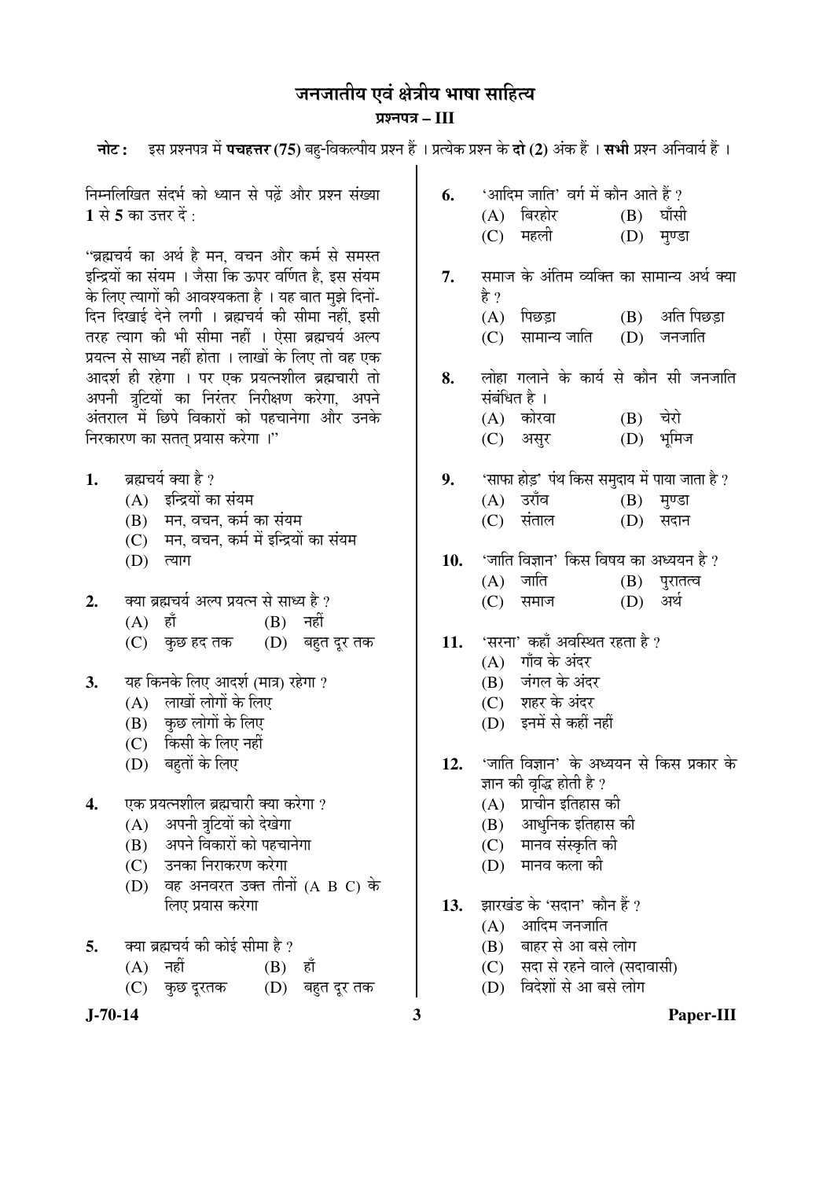# जनजातीय एवं क्षेत्रीय भाषा साहित्य

## प्रश्नपत्र – III

**नोट :** इस प्रश्नपत्र में **पचहत्तर (75)** बहु-विकल्पीय प्रश्न हैं । प्रत्येक प्रश्न के **दो (2)** अंक हैं । **सभी** प्रश्न अनिवार्य हैं ।

निम्नलिखित संदर्भ को ध्यान से पढ़ें और प्रश्न संख्या **1** से **5** का उत्तर दें :

"ब्रह्मचर्य का अर्थ है मन, वचन और कर्म से समस्त इन्द्रियों का संयम । जैसा कि ऊपर वर्णित है, इस संयम के लिए त्यागों की आवश्यकता है । यह बात मुझे दिनों-दिन दिखाई देने लगी । ब्रह्मचर्य की सीमा नहीं, इसी तरह त्याग की भी सीमा नहीं । ऐसा ब्रह्मचर्य अल्प प्रयत्न से साध्य नहीं होता । लाखों के लिए तो वह एक आदर्श ही रहेगा । पर एक प्रयत्नशील ब्रह्मचारी तो अपनी त्रुटियों का निरंतर निरीक्षण करेगा, अपने अंतराल में छिपे विकारों को पहचानेगा और उनके निरकारण का सतत् प्रयास करेगा ।"

1. ब्रह्मचर्य क्या है ?
   (A) इन्द्रियों का संयम
   (B) मन, वचन, कर्म का संयम
   (C) मन, वचन, कर्म में इन्द्रियों का संयम
   (D) त्याग

2. क्या ब्रह्मचर्य अल्प प्रयत्न से साध्य है ?
   (A) हाँ
   (B) नहीं
   (C) कुछ हद तक
   (D) बहुत दूर तक

3. यह किनके लिए आदर्श (मात्र) रहेगा ?
   (A) लाखों लोगों के लिए
   (B) कुछ लोगों के लिए
   (C) किसी के लिए नहीं
   (D) बहुतों के लिए

4. एक प्रयत्नशील ब्रह्मचारी क्या करेगा ?
   (A) अपनी त्रुटियों को देखेगा
   (B) अपने विकारों को पहचानेगा
   (C) उनका निराकरण करेगा
   (D) वह अनवरत उक्त तीनों (A B C) के लिए प्रयास करेगा

5. क्या ब्रह्मचर्य की कोई सीमा है ?
   (A) नहीं
   (B) हाँ
   (C) कुछ दूरतक
   (D) बहुत दूर तक

6. 'आदिम जाति' वर्ग में कौन आते हैं ?
   (A) बिरहोर
   (B) घाँसी
   (C) महली
   (D) मुण्डा

7. समाज के अंतिम व्यक्ति का सामान्य अर्थ क्या है ?
   (A) पिछड़ा
   (B) अति पिछड़ा
   (C) सामान्य जाति
   (D) जनजाति

8. लोहा गलाने के कार्य से कौन सी जनजाति संबंधित है ।
   (A) कोरवा
   (B) चेरो
   (C) असुर
   (D) भूमिज

9. 'साफा होड़' पंथ किस समुदाय में पाया जाता है ?
   (A) उराँव
   (B) मुण्डा
   (C) संताल
   (D) सदान

10. 'जाति विज्ञान' किस विषय का अध्ययन है ?
    (A) जाति
    (B) पुरातत्व
    (C) समाज
    (D) अर्थ

11. 'सरना' कहाँ अवस्थित रहता है ?
    (A) गाँव के अंदर
    (B) जंगल के अंदर
    (C) शहर के अंदर
    (D) इनमें से कहीं नहीं

12. 'जाति विज्ञान' के अध्ययन से किस प्रकार के ज्ञान की वृद्धि होती है ?
    (A) प्राचीन इतिहास की
    (B) आधुनिक इतिहास की
    (C) मानव संस्कृति की
    (D) मानव कला की

13. झारखंड के 'सदान' कौन हैं ?
    (A) आदिम जनजाति
    (B) बाहर से आ बसे लोग
    (C) सदा से रहने वाले (सदावासी)
    (D) विदेशों से आ बसे लोग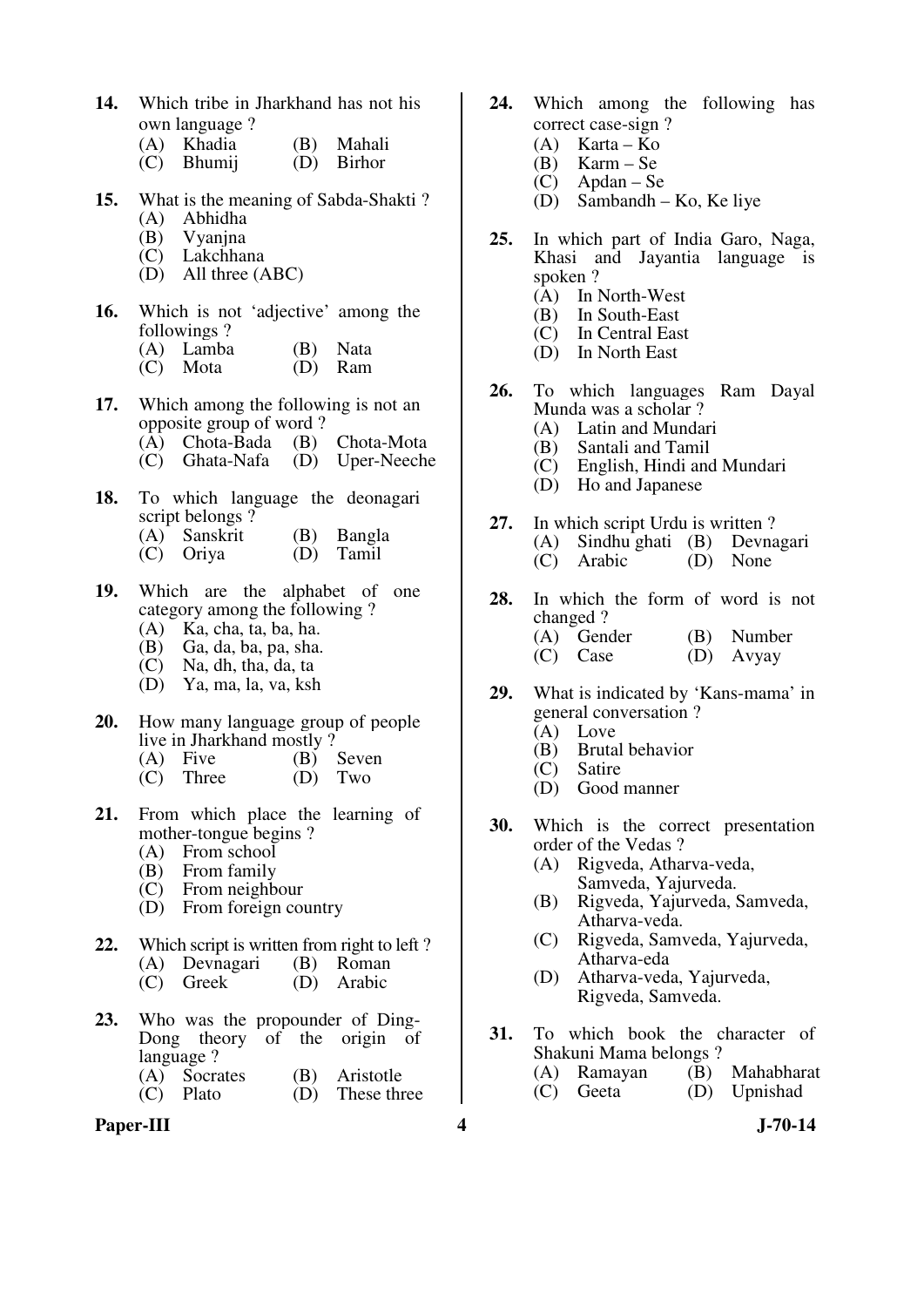**14.** Which tribe in Jharkhand has not his own language ?

(A) Khadia  (B) Mahali
(C) Bhumij  (D) Birhor

**15.** What is the meaning of Sabda-Shakti ?

(A) Abhidha
(B) Vyanjna
(C) Lakchhana
(D) All three (ABC)

**16.** Which is not 'adjective' among the followings ?

(A) Lamba  (B) Nata
(C) Mota  (D) Ram

**17.** Which among the following is not an opposite group of word ?

(A) Chota-Bada  (B) Chota-Mota
(C) Ghata-Nafa  (D) Uper-Neeche

**18.** To which language the deonagari script belongs ?

(A) Sanskrit  (B) Bangla
(C) Oriya  (D) Tamil

**19.** Which are the alphabet of one category among the following ?

(A) Ka, cha, ta, ba, ha.
(B) Ga, da, ba, pa, sha.
(C) Na, dh, tha, da, ta
(D) Ya, ma, la, va, ksh

**20.** How many language group of people live in Jharkhand mostly ?

(A) Five  (B) Seven
(C) Three  (D) Two

**21.** From which place the learning of mother-tongue begins ?

(A) From school
(B) From family
(C) From neighbour
(D) From foreign country

**22.** Which script is written from right to left ?

(A) Devnagari  (B) Roman
(C) Greek  (D) Arabic

**23.** Who was the propounder of Ding-Dong theory of the origin of language ?

(A) Socrates  (B) Aristotle
(C) Plato  (D) These three

**24.** Which among the following has correct case-sign ?

(A) Karta – Ko
(B) Karm – Se
(C) Apdan – Se
(D) Sambandh – Ko, Ke liye

**25.** In which part of India Garo, Naga, Khasi and Jayantia language is spoken ?

(A) In North-West
(B) In South-East
(C) In Central East
(D) In North East

**26.** To which languages Ram Dayal Munda was a scholar ?

(A) Latin and Mundari
(B) Santali and Tamil
(C) English, Hindi and Mundari
(D) Ho and Japanese

**27.** In which script Urdu is written ?

(A) Sindhu ghati  (B) Devnagari
(C) Arabic  (D) None

**28.** In which the form of word is not changed ?

(A) Gender  (B) Number
(C) Case  (D) Avyay

**29.** What is indicated by 'Kans-mama' in general conversation ?

(A) Love
(B) Brutal behavior
(C) Satire
(D) Good manner

**30.** Which is the correct presentation order of the Vedas ?

(A) Rigveda, Atharva-veda, Samveda, Yajurveda.
(B) Rigveda, Yajurveda, Samveda, Atharva-veda.
(C) Rigveda, Samveda, Yajurveda, Atharva-eda
(D) Atharva-veda, Yajurveda, Rigveda, Samveda.

**31.** To which book the character of Shakuni Mama belongs ?

(A) Ramayan  (B) Mahabharat
(C) Geeta  (D) Upnishad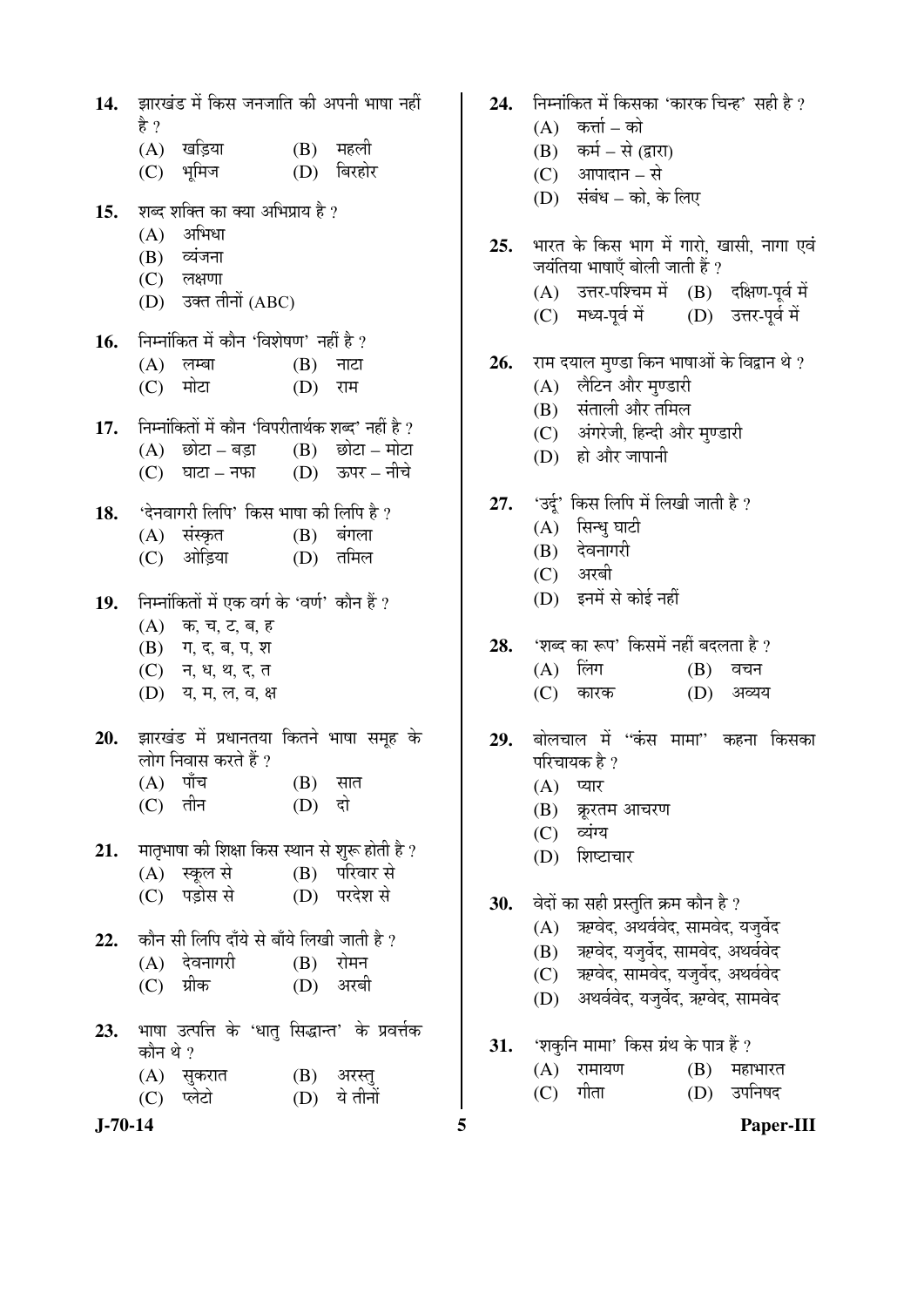14. झारखंड में किस जनजाति की अपनी भाषा नहीं है ?
    (A) खड़िया (B) महली
    (C) भूमिज (D) बिरहोर

15. शब्द शक्ति का क्या अभिप्राय है ?
    (A) अभिधा
    (B) व्यंजना
    (C) लक्षणा
    (D) उक्त तीनों (ABC)

16. निम्नांकित में कौन 'विशेषण' नहीं है ?
    (A) लम्बा (B) नाटा
    (C) मोटा (D) राम

17. निम्नांकितों में कौन 'विपरीतार्थक शब्द' नहीं है ?
    (A) छोटा – बड़ा (B) छोटा – मोटा
    (C) घाटा – नफा (D) ऊपर – नीचे

18. 'देनवागरी लिपि' किस भाषा की लिपि है ?
    (A) संस्कृत (B) बंगला
    (C) ओड़िया (D) तमिल

19. निम्नांकितों में एक वर्ग के 'वर्ण' कौन हैं ?
    (A) क, च, ट, ब, ह
    (B) ग, द, ब, प, श
    (C) न, ध, थ, द, त
    (D) य, म, ल, व, क्ष

20. झारखंड में प्रधानतया कितने भाषा समूह के लोग निवास करते हैं ?
    (A) पाँच (B) सात
    (C) तीन (D) दो

21. मातृभाषा की शिक्षा किस स्थान से शुरू होती है ?
    (A) स्कूल से (B) परिवार से
    (C) पड़ोस से (D) परदेश से

22. कौन सी लिपि दाँये से बाँये लिखी जाती है ?
    (A) देवनागरी (B) रोमन
    (C) ग्रीक (D) अरबी

23. भाषा उत्पत्ति के 'धातु सिद्धान्त' के प्रवर्त्तक कौन थे ?
    (A) सुकरात (B) अरस्तु
    (C) प्लेटो (D) ये तीनों

24. निम्नांकित में किसका 'कारक चिन्ह' सही है ?
    (A) कर्त्ता – को
    (B) कर्म – से (द्वारा)
    (C) आपादान – से
    (D) संबंध – को, के लिए

25. भारत के किस भाग में गारो, खासी, नागा एवं जयंतिया भाषाएँ बोली जाती हैं ?
    (A) उत्तर-पश्चिम में (B) दक्षिण-पूर्व में
    (C) मध्य-पूर्व में (D) उत्तर-पूर्व में

26. राम दयाल मुण्डा किन भाषाओं के विद्वान थे ?
    (A) लैटिन और मुण्डारी
    (B) संताली और तमिल
    (C) अंगरेजी, हिन्दी और मुण्डारी
    (D) हो और जापानी

27. 'उर्दू' किस लिपि में लिखी जाती है ?
    (A) सिन्धु घाटी
    (B) देवनागरी
    (C) अरबी
    (D) इनमें से कोई नहीं

28. 'शब्द का रूप' किसमें नहीं बदलता है ?
    (A) लिंग (B) वचन
    (C) कारक (D) अव्यय

29. बोलचाल में "कंस मामा" कहना किसका परिचायक है ?
    (A) प्यार
    (B) क्रूरतम आचरण
    (C) व्यंग्य
    (D) शिष्टाचार

30. वेदों का सही प्रस्तुति क्रम कौन है ?
    (A) ऋग्वेद, अथर्ववेद, सामवेद, यजुर्वेद
    (B) ऋग्वेद, यजुर्वेद, सामवेद, अथर्ववेद
    (C) ऋग्वेद, सामवेद, यजुर्वेद, अथर्ववेद
    (D) अथर्ववेद, यजुर्वेद, ऋग्वेद, सामवेद

31. 'शकुनि मामा' किस ग्रंथ के पात्र हैं ?
    (A) रामायण (B) महाभारत
    (C) गीता (D) उपनिषद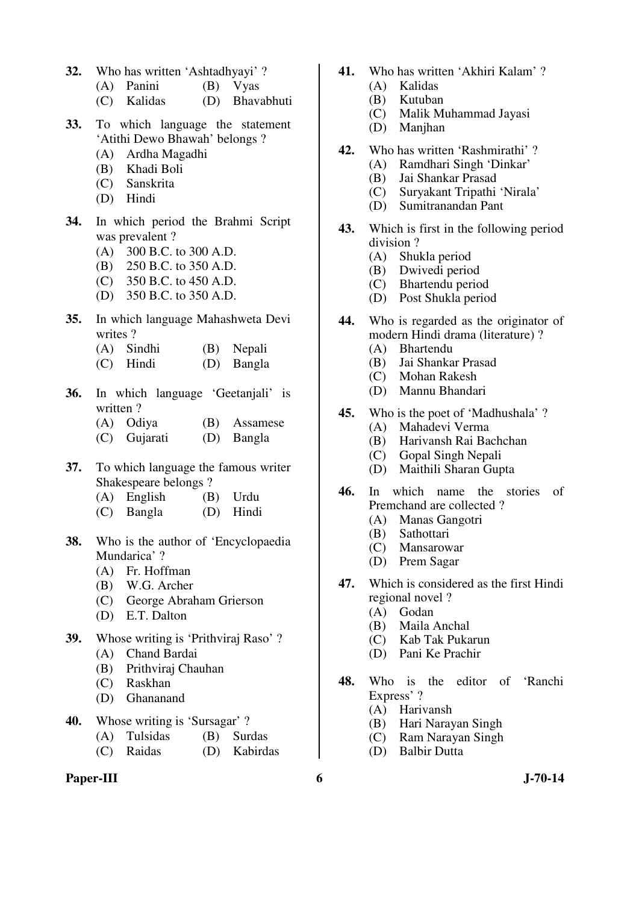**32.** Who has written 'Ashtadhyayi' ?

(A) Panini (B) Vyas

(C) Kalidas (D) Bhavabhuti

**33.** To which language the statement 'Atithi Dewo Bhawah' belongs ?

(A) Ardha Magadhi

(B) Khadi Boli

(C) Sanskrita

(D) Hindi

**34.** In which period the Brahmi Script was prevalent ?

(A) 300 B.C. to 300 A.D.

(B) 250 B.C. to 350 A.D.

(C) 350 B.C. to 450 A.D.

(D) 350 B.C. to 350 A.D.

**35.** In which language Mahashweta Devi writes ?

(A) Sindhi (B) Nepali

(C) Hindi (D) Bangla

**36.** In which language 'Geetanjali' is written ?

(A) Odiya (B) Assamese

(C) Gujarati (D) Bangla

**37.** To which language the famous writer Shakespeare belongs ?

(A) English (B) Urdu

(C) Bangla (D) Hindi

**38.** Who is the author of 'Encyclopaedia Mundarica' ?

(A) Fr. Hoffman

(B) W.G. Archer

(C) George Abraham Grierson

(D) E.T. Dalton

**39.** Whose writing is 'Prithviraj Raso' ?

(A) Chand Bardai

(B) Prithviraj Chauhan

(C) Raskhan

(D) Ghananand

**40.** Whose writing is 'Sursagar' ?

(A) Tulsidas (B) Surdas

(C) Raidas (D) Kabirdas

**41.** Who has written 'Akhiri Kalam' ?

(A) Kalidas

(B) Kutuban

(C) Malik Muhammad Jayasi

(D) Manjhan

**42.** Who has written 'Rashmirathi' ?

(A) Ramdhari Singh 'Dinkar'

(B) Jai Shankar Prasad

(C) Suryakant Tripathi 'Nirala'

(D) Sumitranandan Pant

**43.** Which is first in the following period division ?

(A) Shukla period

(B) Dwivedi period

(C) Bhartendu period

(D) Post Shukla period

**44.** Who is regarded as the originator of modern Hindi drama (literature) ?

(A) Bhartendu

(B) Jai Shankar Prasad

(C) Mohan Rakesh

(D) Mannu Bhandari

**45.** Who is the poet of 'Madhushala' ?

(A) Mahadevi Verma

(B) Harivansh Rai Bachchan

(C) Gopal Singh Nepali

(D) Maithili Sharan Gupta

**46.** In which name the stories of Premchand are collected ?

(A) Manas Gangotri

(B) Sathottari

(C) Mansarowar

(D) Prem Sagar

**47.** Which is considered as the first Hindi regional novel ?

(A) Godan

(B) Maila Anchal

(C) Kab Tak Pukarun

(D) Pani Ke Prachir

**48.** Who is the editor of 'Ranchi Express' ?

(A) Harivansh

(B) Hari Narayan Singh

(C) Ram Narayan Singh

(D) Balbir Dutta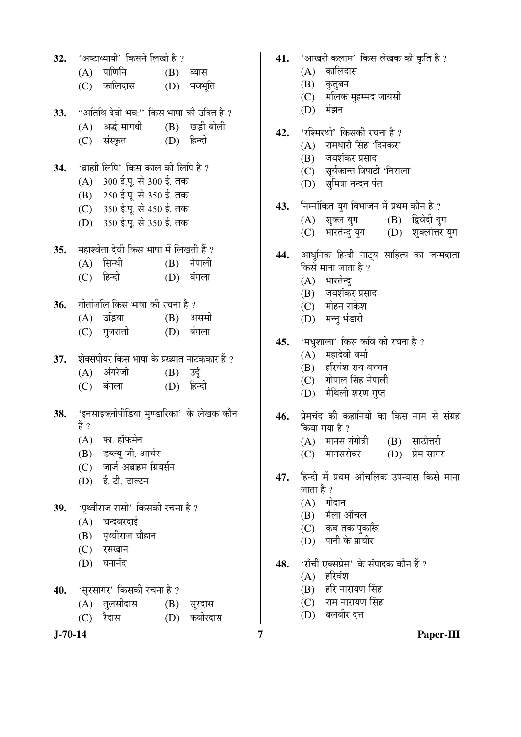32. 'अष्टाध्यायी' किसने लिखी है ?
    (A) पाणिनि
    (B) व्यास
    (C) कालिदास
    (D) भवभूति

33. "अतिथि देवो भव:" किस भाषा की उक्ति है ?
    (A) अर्द्ध मागधी
    (B) खड़ी बोली
    (C) संस्कृत
    (D) हिन्दी

34. 'ब्राह्मी लिपि' किस काल की लिपि है ?
    (A) 300 ई.पू. से 300 ई. तक
    (B) 250 ई.पू. से 350 ई. तक
    (C) 350 ई.पू. से 450 ई. तक
    (D) 350 ई.पू. से 350 ई. तक

35. महाश्वेता देवी किस भाषा में लिखती हैं ?
    (A) सिन्धी
    (B) नेपाली
    (C) हिन्दी
    (D) बंगला

36. गीतांजलि किस भाषा की रचना है ?
    (A) उड़िया
    (B) असमी
    (C) गुजराती
    (D) बंगला

37. शेक्सपीयर किस भाषा के प्रख्यात नाटककार हैं ?
    (A) अंगरेजी
    (B) उर्दू
    (C) बंगला
    (D) हिन्दी

38. 'इनसाइक्लोपीडिया मुण्डारिका' के लेखक कौन हैं ?
    (A) फा. हॉफमेन
    (B) डब्ल्यू जी. आर्चर
    (C) जार्ज अब्राहम ग्रियर्सन
    (D) ई. टी. डाल्टन

39. 'पृथ्वीराज रासो' किसकी रचना है ?
    (A) चन्दबरदाई
    (B) पृथ्वीराज चौहान
    (C) रसखान
    (D) घनानंद

40. 'सूरसागर' किसकी रचना है ?
    (A) तुलसीदास
    (B) सूरदास
    (C) रैदास
    (D) कबीरदास

41. 'आखरी कलाम' किस लेखक की कृति है ?
    (A) कालिदास
    (B) कुतुबन
    (C) मलिक मुहम्मद जायसी
    (D) मंझन

42. 'रश्मिरथी' किसकी रचना है ?
    (A) रामधारी सिंह 'दिनकर'
    (B) जयशंकर प्रसाद
    (C) सूर्यकान्त त्रिपाठी 'निराला'
    (D) सुमित्रा नन्दन पंत

43. निम्नांकित युग विभाजन में प्रथम कौन है ?
    (A) शुक्ल युग
    (B) द्विवेदी युग
    (C) भारतेन्दु युग
    (D) शुक्लोत्तर युग

44. आधुनिक हिन्दी नाट्य साहित्य का जन्मदाता किसे माना जाता है ?
    (A) भारतेन्दु
    (B) जयशंकर प्रसाद
    (C) मोहन राकेश
    (D) मन्नु भंडारी

45. 'मधुशाला' किस कवि की रचना है ?
    (A) महादेवी वर्मा
    (B) हरिवंश राय बच्चन
    (C) गोपाल सिंह नेपाली
    (D) मैथिली शरण गुप्त

46. प्रेमचंद की कहानियों का किस नाम से संग्रह किया गया है ?
    (A) मानस गंगोत्री
    (B) साठोत्तरी
    (C) मानसरोवर
    (D) प्रेम सागर

47. हिन्दी में प्रथम आँचलिक उपन्यास किसे माना जाता है ?
    (A) गोदान
    (B) मैला आँचल
    (C) कब तक पुकारूँ
    (D) पानी के प्राचीर

48. 'राँची एक्सप्रेस' के संपादक कौन हैं ?
    (A) हरिवंश
    (B) हरि नारायण सिंह
    (C) राम नारायण सिंह
    (D) बलबीर दत्त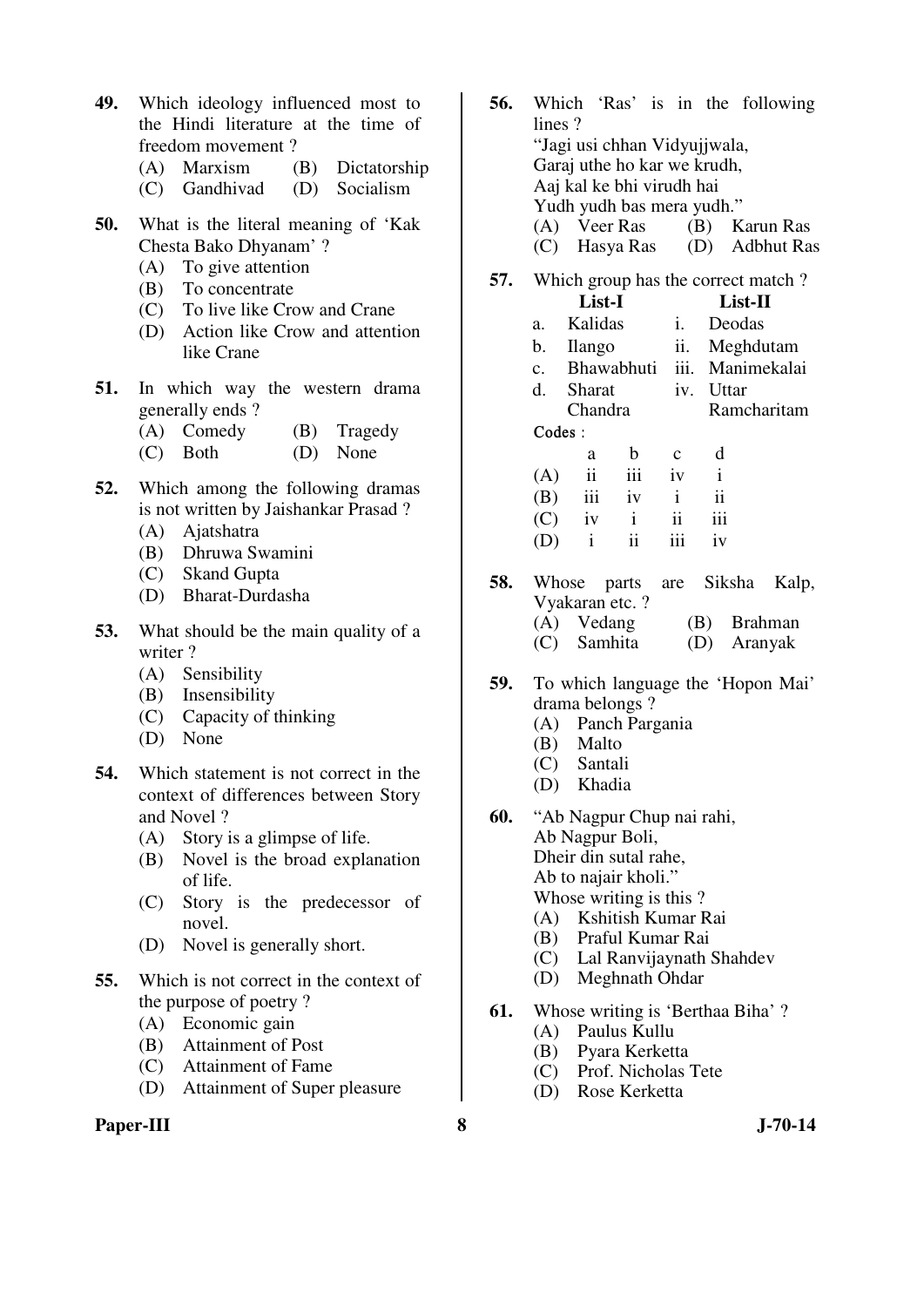**49.** Which ideology influenced most to the Hindi literature at the time of freedom movement ?

(A) Marxism (B) Dictatorship
(C) Gandhivad (D) Socialism

**50.** What is the literal meaning of 'Kak Chesta Bako Dhyanam' ?

(A) To give attention
(B) To concentrate
(C) To live like Crow and Crane
(D) Action like Crow and attention like Crane

**51.** In which way the western drama generally ends ?

(A) Comedy (B) Tragedy
(C) Both (D) None

**52.** Which among the following dramas is not written by Jaishankar Prasad ?

(A) Ajatshatra
(B) Dhruwa Swamini
(C) Skand Gupta
(D) Bharat-Durdasha

**53.** What should be the main quality of a writer ?

(A) Sensibility
(B) Insensibility
(C) Capacity of thinking
(D) None

**54.** Which statement is not correct in the context of differences between Story and Novel ?

(A) Story is a glimpse of life.
(B) Novel is the broad explanation of life.
(C) Story is the predecessor of novel.
(D) Novel is generally short.

**55.** Which is not correct in the context of the purpose of poetry ?

(A) Economic gain
(B) Attainment of Post
(C) Attainment of Fame
(D) Attainment of Super pleasure

**56.** Which 'Ras' is in the following lines ?

"Jagi usi chhan Vidyujjwala,
Garaj uthe ho kar we krudh,
Aaj kal ke bhi virudh hai
Yudh yudh bas mera yudh."

(A) Veer Ras (B) Karun Ras
(C) Hasya Ras (D) Adbhut Ras

**57.** Which group has the correct match ?

| | List-I | | List-II |
|---|---|---|---|
| a. | Kalidas | i. | Deodas |
| b. | Ilango | ii. | Meghdutam |
| c. | Bhawabhuti | iii. | Manimekalai |
| d. | Sharat Chandra | iv. | Uttar Ramcharitam |

**Codes :**

| | a | b | c | d |
|---|---|---|---|---|
| (A) | ii | iii | iv | i |
| (B) | iii | iv | i | ii |
| (C) | iv | i | ii | iii |
| (D) | i | ii | iii | iv |

**58.** Whose parts are Siksha Kalp, Vyakaran etc. ?

(A) Vedang (B) Brahman
(C) Samhita (D) Aranyak

**59.** To which language the 'Hopon Mai' drama belongs ?

(A) Panch Pargania
(B) Malto
(C) Santali
(D) Khadia

**60.** "Ab Nagpur Chup nai rahi,
Ab Nagpur Boli,
Dheir din sutal rahe,
Ab to najair kholi."

Whose writing is this ?

(A) Kshitish Kumar Rai
(B) Praful Kumar Rai
(C) Lal Ranvijaynath Shahdev
(D) Meghnath Ohdar

**61.** Whose writing is 'Berthaa Biha' ?

(A) Paulus Kullu
(B) Pyara Kerketta
(C) Prof. Nicholas Tete
(D) Rose Kerketta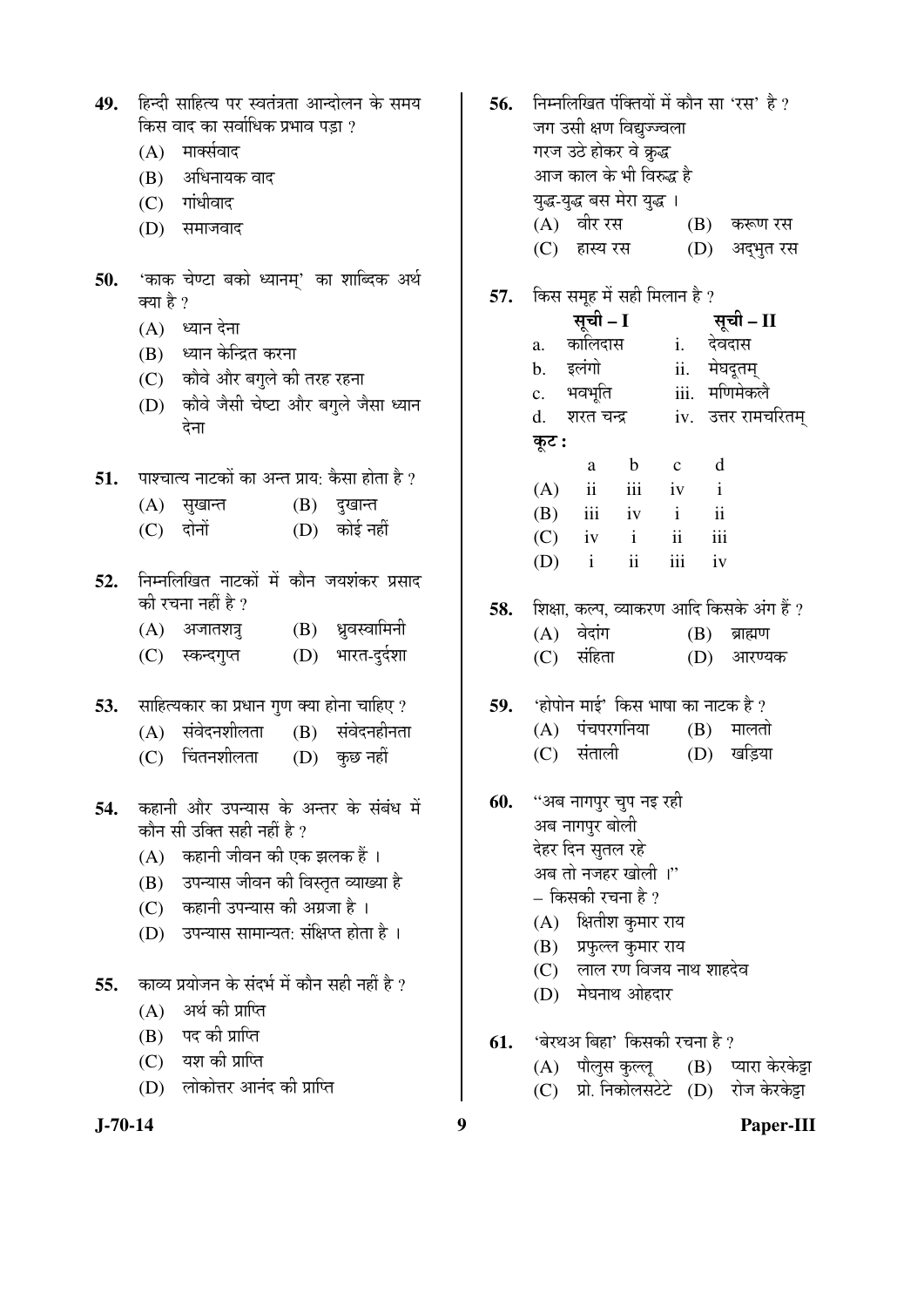49. हिन्दी साहित्य पर स्वतंत्रता आन्दोलन के समय किस वाद का सर्वाधिक प्रभाव पड़ा ?

(A) मार्क्सवाद
(B) अधिनायक वाद
(C) गांधीवाद
(D) समाजवाद

50. 'काक चेण्टा बको ध्यानम्' का शाब्दिक अर्थ क्या है ?

(A) ध्यान देना
(B) ध्यान केन्द्रित करना
(C) कौवे और बगुले की तरह रहना
(D) कौवे जैसी चेष्टा और बगुले जैसा ध्यान देना

51. पाश्चात्य नाटकों का अन्त प्राय: कैसा होता है ?

(A) सुखान्त (B) दुखान्त
(C) दोनों (D) कोई नहीं

52. निम्नलिखित नाटकों में कौन जयशंकर प्रसाद की रचना नहीं है ?

(A) अजातशत्रु (B) ध्रुवस्वामिनी
(C) स्कन्दगुप्त (D) भारत-दुर्दशा

53. साहित्यकार का प्रधान गुण क्या होना चाहिए ?

(A) संवेदनशीलता (B) संवेदनहीनता
(C) चिंतनशीलता (D) कुछ नहीं

54. कहानी और उपन्यास के अन्तर के संबंध में कौन सी उक्ति सही नहीं है ?

(A) कहानी जीवन की एक झलक हैं ।
(B) उपन्यास जीवन की विस्तृत व्याख्या है
(C) कहानी उपन्यास की अग्रजा है ।
(D) उपन्यास सामान्यत: संक्षिप्त होता है ।

55. काव्य प्रयोजन के संदर्भ में कौन सही नहीं है ?

(A) अर्थ की प्राप्ति
(B) पद की प्राप्ति
(C) यश की प्राप्ति
(D) लोकोत्तर आनंद की प्राप्ति

56. निम्नलिखित पंक्तियों में कौन सा 'रस' है ?

जग उसी क्षण विद्युज्ज्वला
गरज उठे होकर वे क्रुद्ध
आज काल के भी विरुद्ध है
युद्ध-युद्ध बस मेरा युद्ध ।

(A) वीर रस (B) करूण रस
(C) हास्य रस (D) अद्भुत रस

57. किस समूह में सही मिलान है ?

| | सूची – I | | सूची – II |
|---|---|---|---|
| a. | कालिदास | i. | देवदास |
| b. | इलंगो | ii. | मेघदूतम् |
| c. | भवभूति | iii. | मणिमेकलै |
| d. | शरत चन्द्र | iv. | उत्तर रामचरितम् |

**कूट :**

| | a | b | c | d |
|---|---|---|---|---|
| (A) | ii | iii | iv | i |
| (B) | iii | iv | i | ii |
| (C) | iv | i | ii | iii |
| (D) | i | ii | iii | iv |

58. शिक्षा, कल्प, व्याकरण आदि किसके अंग हैं ?

(A) वेदांग (B) ब्राह्मण
(C) संहिता (D) आरण्यक

59. 'होपोन माई' किस भाषा का नाटक है ?

(A) पंचपरगनिया (B) मालतो
(C) संताली (D) खड़िया

60. "अब नागपुर चुप नइ रही
अब नागपुर बोली
देहर दिन सुतल रहे
अब तो नजहर खोली ।"
– किसकी रचना है ?

(A) क्षितीश कुमार राय
(B) प्रफुल्ल कुमार राय
(C) लाल रण विजय नाथ शाहदेव
(D) मेघनाथ ओहदार

61. 'बेरथअ बिहा' किसकी रचना है ?

(A) पौलुस कुल्लू (B) प्यारा केरकेट्टा
(C) प्रो. निकोलसटेटे (D) रोज केरकेट्टा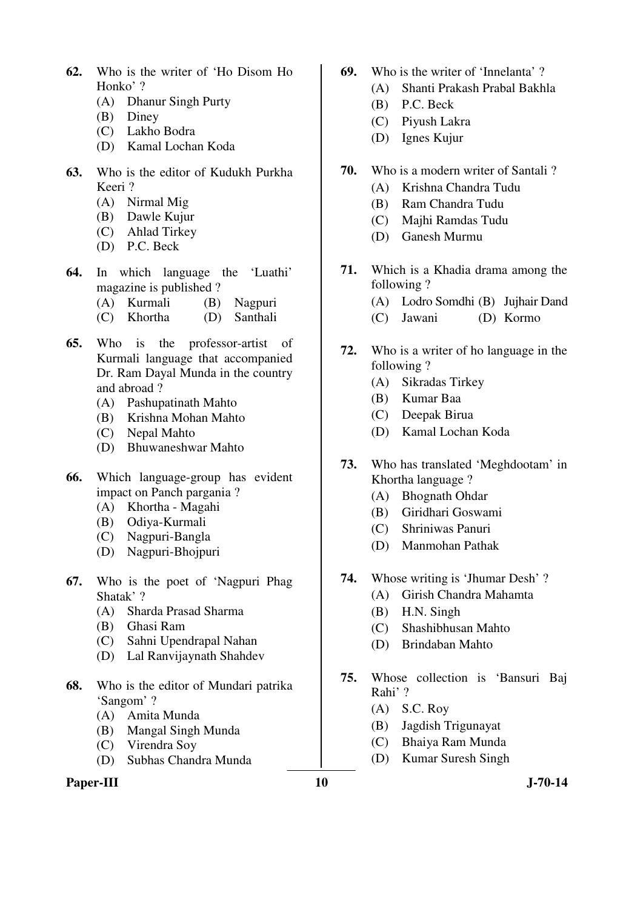62. Who is the writer of 'Ho Disom Ho Honko' ?
   (A) Dhanur Singh Purty
   (B) Diney
   (C) Lakho Bodra
   (D) Kamal Lochan Koda

63. Who is the editor of Kudukh Purkha Keeri ?
   (A) Nirmal Mig
   (B) Dawle Kujur
   (C) Ahlad Tirkey
   (D) P.C. Beck

64. In which language the 'Luathi' magazine is published ?
   (A) Kurmali (B) Nagpuri
   (C) Khortha (D) Santhali

65. Who is the professor-artist of Kurmali language that accompanied Dr. Ram Dayal Munda in the country and abroad ?
   (A) Pashupatinath Mahto
   (B) Krishna Mohan Mahto
   (C) Nepal Mahto
   (D) Bhuwaneshwar Mahto

66. Which language-group has evident impact on Panch pargania ?
   (A) Khortha - Magahi
   (B) Odiya-Kurmali
   (C) Nagpuri-Bangla
   (D) Nagpuri-Bhojpuri

67. Who is the poet of 'Nagpuri Phag Shatak' ?
   (A) Sharda Prasad Sharma
   (B) Ghasi Ram
   (C) Sahni Upendrapal Nahan
   (D) Lal Ranvijaynath Shahdev

68. Who is the editor of Mundari patrika 'Sangom' ?
   (A) Amita Munda
   (B) Mangal Singh Munda
   (C) Virendra Soy
   (D) Subhas Chandra Munda

69. Who is the writer of 'Innelanta' ?
   (A) Shanti Prakash Prabal Bakhla
   (B) P.C. Beck
   (C) Piyush Lakra
   (D) Ignes Kujur

70. Who is a modern writer of Santali ?
   (A) Krishna Chandra Tudu
   (B) Ram Chandra Tudu
   (C) Majhi Ramdas Tudu
   (D) Ganesh Murmu

71. Which is a Khadia drama among the following ?
   (A) Lodro Somdhi (B) Jujhair Dand
   (C) Jawani (D) Kormo

72. Who is a writer of ho language in the following ?
   (A) Sikradas Tirkey
   (B) Kumar Baa
   (C) Deepak Birua
   (D) Kamal Lochan Koda

73. Who has translated 'Meghdootam' in Khortha language ?
   (A) Bhognath Ohdar
   (B) Giridhari Goswami
   (C) Shriniwas Panuri
   (D) Manmohan Pathak

74. Whose writing is 'Jhumar Desh' ?
   (A) Girish Chandra Mahamta
   (B) H.N. Singh
   (C) Shashibhusan Mahto
   (D) Brindaban Mahto

75. Whose collection is 'Bansuri Baj Rahi' ?
   (A) S.C. Roy
   (B) Jagdish Trigunayat
   (C) Bhaiya Ram Munda
   (D) Kumar Suresh Singh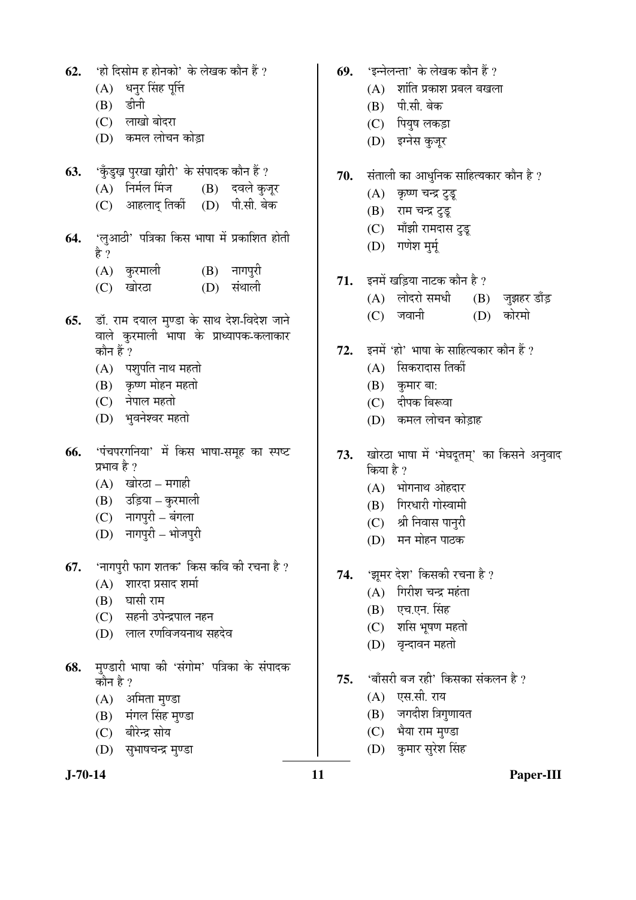62. 'हो दिसोम ह होनको' के लेखक कौन हैं ?
   (A) धनुर सिंह पूर्त्ति
   (B) डीनी
   (C) लाखो बोदरा
   (D) कमल लोचन कोड़ा

63. 'कुँडुख़ पुरखा ख़ीरी' के संपादक कौन हैं ?
   (A) निर्मल मिंज (B) दवले कुजूर
   (C) आहलाद् तिर्की (D) पी.सी. बेक

64. 'लुआठी' पत्रिका किस भाषा में प्रकाशित होती है ?
   (A) कुरमाली (B) नागपुरी
   (C) खोरठा (D) संथाली

65. डॉ. राम दयाल मुण्डा के साथ देश-विदेश जाने वाले कुरमाली भाषा के प्राध्यापक-कलाकार कौन हैं ?
   (A) पशुपति नाथ महतो
   (B) कृष्ण मोहन महतो
   (C) नेपाल महतो
   (D) भुवनेश्वर महतो

66. 'पंचपरगनिया' में किस भाषा-समूह का स्पष्ट प्रभाव है ?
   (A) खोरठा – मगाही
   (B) उड़िया – कुरमाली
   (C) नागपुरी – बंगला
   (D) नागपुरी – भोजपुरी

67. 'नागपुरी फाग शतक' किस कवि की रचना है ?
   (A) शारदा प्रसाद शर्मा
   (B) घासी राम
   (C) सहनी उपेन्द्रपाल नहन
   (D) लाल रणविजयनाथ सहदेव

68. मुण्डारी भाषा की 'संगोम' पत्रिका के संपादक कौन है ?
   (A) अमिता मुण्डा
   (B) मंगल सिंह मुण्डा
   (C) बीरेन्द्र सोय
   (D) सुभाषचन्द्र मुण्डा

69. 'इन्नेलन्ता' के लेखक कौन हैं ?
   (A) शांति प्रकाश प्रबल बखला
   (B) पी.सी. बेक
   (C) पियुष लकड़ा
   (D) इग्नेस कुजूर

70. संताली का आधुनिक साहित्यकार कौन है ?
   (A) कृष्ण चन्द्र टुडू
   (B) राम चन्द्र टुडू
   (C) माँझी रामदास टुडू
   (D) गणेश मुर्मू

71. इनमें खड़िया नाटक कौन है ?
   (A) लोदरो समधी (B) जुझहर डाँड़
   (C) जवानी (D) कोरमो

72. इनमें 'हो' भाषा के साहित्यकार कौन हैं ?
   (A) सिकरादास तिर्की
   (B) कुमार बा:
   (C) दीपक बिरूवा
   (D) कमल लोचन कोड़ाह

73. खोरठा भाषा में 'मेघदूतम्' का किसने अनुवाद किया है ?
   (A) भोगनाथ ओहदार
   (B) गिरधारी गोस्वामी
   (C) श्री निवास पानुरी
   (D) मन मोहन पाठक

74. 'झूमर देश' किसकी रचना है ?
   (A) गिरीश चन्द्र महंता
   (B) एच.एन. सिंह
   (C) शसि भूषण महतो
   (D) वृन्दावन महतो

75. 'बाँसरी बज रही' किसका संकलन है ?
   (A) एस.सी. राय
   (B) जगदीश त्रिगुणायत
   (C) भैया राम मुण्डा
   (D) कुमार सुरेश सिंह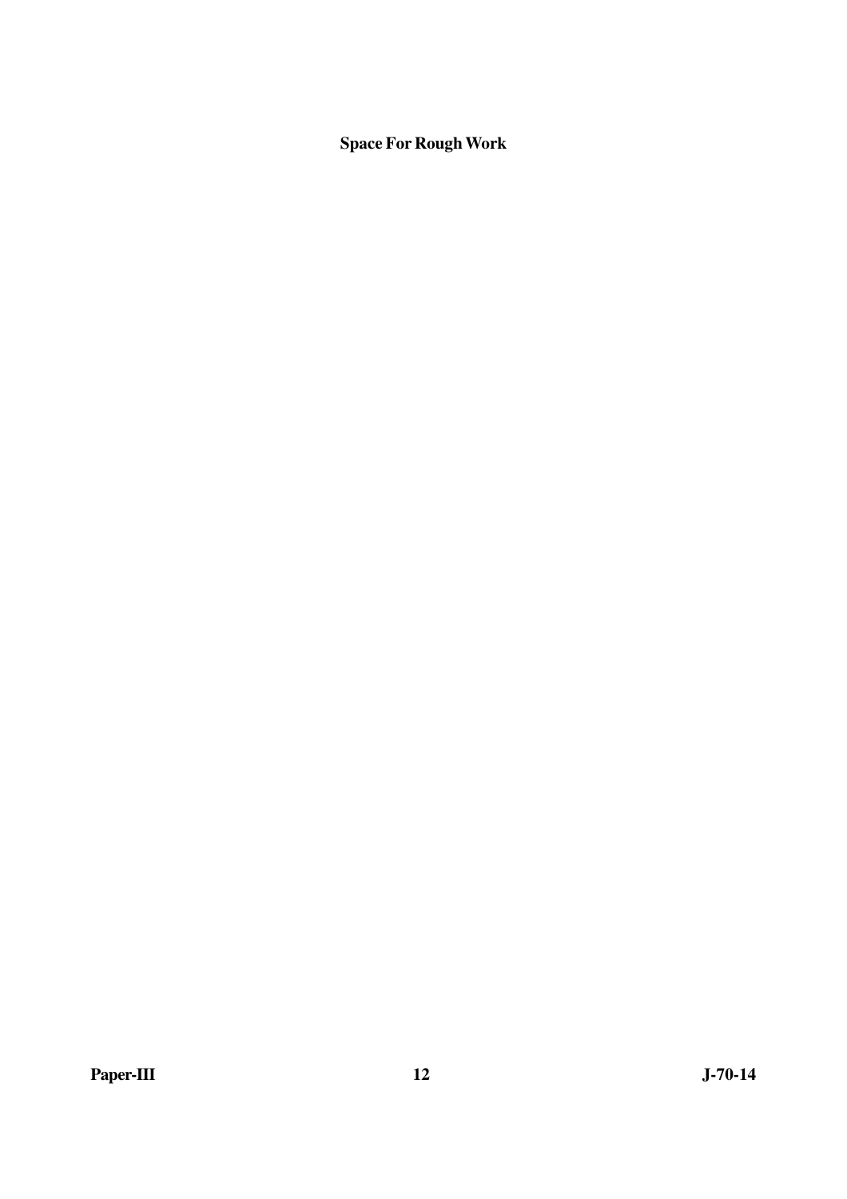**Space For Rough Work**